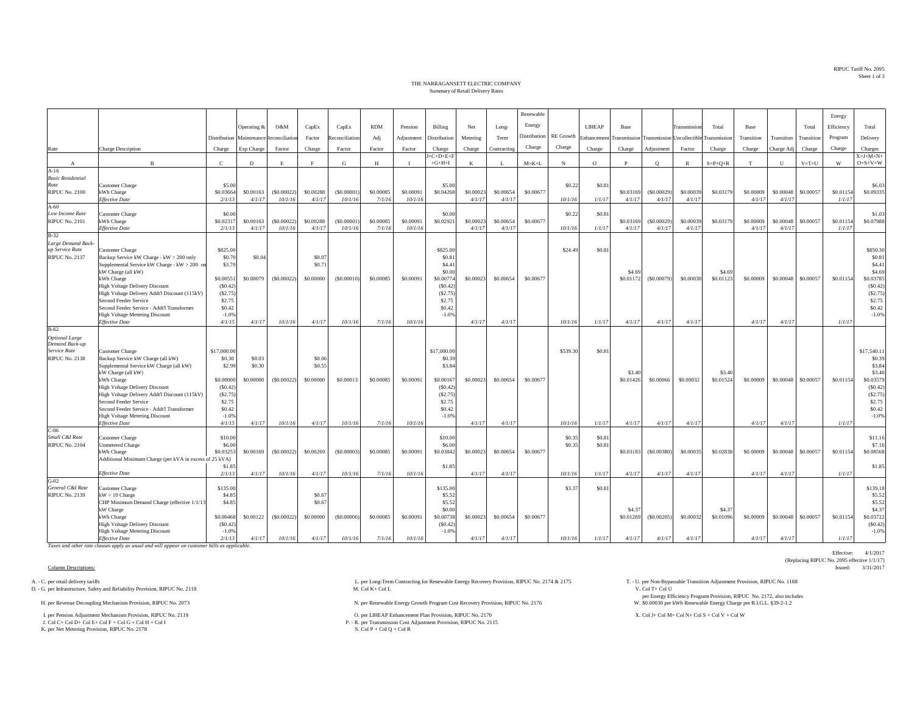RIPUC Tariff No. 2095

THE NARRAGANSETT ELECTRIC COMPANY
Summary of Retail Delivery Rates

| Rate | Charge Description | Distribution Charge | Operating & Maintenance Exp Charge | O&M Reconciliation Factor | CapEx Factor Charge | CapEx Reconciliation Factor | RDM Adj Factor | Pension Adjustment Factor | Billing Distribution Charge | Net Metering Charge | Long-Term Contracting | Renewable Energy Distribution Charge | RE Growth Charge | LIHEAP Enhancement Charge | Base Transmission Charge | Transmission Adjustment | Transmission Uncollectible Factor | Total Transmission Charge | Base Transition Charge | Transition Charge Adj | Total Transition Charge | Energy Efficiency Program Charge | Total Delivery Charges |
|---|---|---|---|---|---|---|---|---|---|---|---|---|---|---|---|---|---|---|---|---|---|---|---|
| A | B | C | D | E | F | G | H | I | J=C+D+E+F+G+H+I | K | L | M=K+L | N | O | P | Q | R | S=P+Q+R | T | U | V=T+U | W | X=J+M+N+O+S+V+W |
| A-16 *Basic Residential Rate* RIPUC No. 2100 | Customer Charge | $5.00 | | | | | | | $5.00 | | | | $0.22 | $0.81 | | | | | | | | | $6.03 |
| | kWh Charge | $0.03664 | $0.00163 | ($0.00022) | $0.00288 | ($0.00001) | $0.00085 | $0.00091 | $0.04268 | $0.00023 | $0.00654 | $0.00677 | | | $0.03169 | ($0.00029) | $0.00039 | $0.03179 | $0.00009 | $0.00048 | $0.00057 | $0.01154 | $0.09335 |
| | *Effective Date* | *2/1/13* | *4/1/17* | *10/1/16* | *4/1/17* | *10/1/16* | *7/1/16* | *10/1/16* | | *4/1/17* | *4/1/17* | | *10/1/16* | *1/1/17* | *4/1/17* | *4/1/17* | *4/1/17* | | *4/1/17* | *4/1/17* | | *1/1/17* | |
| A-60 *Low Income Rate* RIPUC No. 2101 | Customer Charge | $0.00 | | | | | | | $0.00 | | | | $0.22 | $0.81 | | | | | | | | | $1.03 |
| | kWh Charge | $0.02317 | $0.00163 | ($0.00022) | $0.00288 | ($0.00001) | $0.00085 | $0.00091 | $0.02921 | $0.00023 | $0.00654 | $0.00677 | | | $0.03169 | ($0.00029) | $0.00039 | $0.03179 | $0.00009 | $0.00048 | $0.00057 | $0.01154 | $0.07988 |
| | *Effective Date* | *2/1/13* | *4/1/17* | *10/1/16* | *4/1/17* | *10/1/16* | *7/1/16* | *10/1/16* | | *4/1/17* | *4/1/17* | | *10/1/16* | *1/1/17* | *4/1/17* | *4/1/17* | *4/1/17* | | *4/1/17* | *4/1/17* | | *1/1/17* | |
| B-32 *Large Demand Back-up Service Rate* RIPUC No. 2137 | Customer Charge | $825.00 | | | | | | | $825.00 | | | | $24.49 | $0.81 | | | | | | | | | $850.30 |
| | Backup Service kW Charge - kW > 200 only | $0.70 | $0.04 | | $0.07 | | | | $0.81 | | | | | | | | | | | | | | $0.81 |
| | Supplemental Service kW Charge - kW > 200 on | $3.70 | | | $0.71 | | | | $4.41 | | | | | | | | | | | | | | $4.41 |
| | kW Charge (all kW) | | | | | | | | $0.00 | | | | | | $4.69 | | | $4.69 | | | | | $4.69 |
| | kWh Charge | $0.00551 | $0.00079 | ($0.00022) | $0.00000 | ($0.00010) | $0.00085 | $0.00091 | $0.00774 | $0.00023 | $0.00654 | $0.00677 | | | $0.01172 | ($0.00079) | $0.00030 | $0.01123 | $0.00009 | $0.00048 | $0.00057 | $0.01154 | $0.03785 |
| | High Voltage Delivery Discount | ($0.42) | | | | | | | ($0.42) | | | | | | | | | | | | | | ($0.42) |
| | High Voltage Delivery Addt'l Discount (115kV) | ($2.75) | | | | | | | ($2.75) | | | | | | | | | | | | | | ($2.75) |
| | Second Feeder Service | $2.75 | | | | | | | $2.75 | | | | | | | | | | | | | | $2.75 |
| | Second Feeder Service - Addt'l Transformer | $0.42 | | | | | | | $0.42 | | | | | | | | | | | | | | $0.42 |
| | High Voltage Metering Discount | -1.0% | | | | | | | -1.0% | | | | | | | | | | | | | | -1.0% |
| | *Effective Date* | *4/1/15* | *4/1/17* | *10/1/16* | *4/1/17* | *10/1/16* | *7/1/16* | *10/1/16* | | *4/1/17* | *4/1/17* | | *10/1/16* | *1/1/17* | *4/1/17* | *4/1/17* | *4/1/17* | | *4/1/17* | *4/1/17* | | *1/1/17* | |
| B-62 *Optional Large Demand Back-up Service Rate* RIPUC No. 2138 | Customer Charge | $17,000.00 | | | | | | | $17,000.00 | | | | $539.30 | $0.81 | | | | | | | | | $17,540.11 |
| | Backup Service kW Charge (all kW) | $0.30 | $0.03 | | $0.06 | | | | $0.39 | | | | | | | | | | | | | | $0.39 |
| | Supplemental Service kW Charge (all kW) | $2.99 | $0.30 | | $0.55 | | | | $3.84 | | | | | | | | | | | | | | $3.84 |
| | kW Charge (all kW) | | | | | | | | | | | | | | $3.40 | | | $3.40 | | | | | $3.40 |
| | kWh Charge | $0.00000 | $0.00000 | ($0.00022) | $0.00000 | $0.00013 | $0.00085 | $0.00091 | $0.00167 | $0.00023 | $0.00654 | $0.00677 | | | $0.01426 | $0.00066 | $0.00032 | $0.01524 | $0.00009 | $0.00048 | $0.00057 | $0.01154 | $0.03579 |
| | High Voltage Delivery Discount | ($0.42) | | | | | | | ($0.42) | | | | | | | | | | | | | | ($0.42) |
| | High Voltage Delivery Addt'l Discount (115kV) | ($2.75) | | | | | | | ($2.75) | | | | | | | | | | | | | | ($2.75) |
| | Second Feeder Service | $2.75 | | | | | | | $2.75 | | | | | | | | | | | | | | $2.75 |
| | Second Feeder Service - Addt'l Transformer | $0.42 | | | | | | | $0.42 | | | | | | | | | | | | | | $0.42 |
| | High Voltage Metering Discount | -1.0% | | | | | | | -1.0% | | | | | | | | | | | | | | -1.0% |
| | *Effective Date* | *4/1/15* | *4/1/17* | *10/1/16* | *4/1/17* | *10/1/16* | *7/1/16* | *10/1/16* | | *4/1/17* | *4/1/17* | | *10/1/16* | *1/1/17* | *4/1/17* | *4/1/17* | *4/1/17* | | *4/1/17* | *4/1/17* | | *1/1/17* | |
| C-06 *Small C&I Rate* RIPUC No. 2104 | Customer Charge | $10.00 | | | | | | | $10.00 | | | | $0.35 | $0.81 | | | | | | | | | $11.16 |
| | Unmetered Charge | $6.00 | | | | | | | $6.00 | | | | $0.35 | $0.81 | | | | | | | | | $7.16 |
| | kWh Charge | $0.03253 | $0.00169 | ($0.00022) | $0.00269 | ($0.00003) | $0.00085 | $0.00091 | $0.03842 | $0.00023 | $0.00654 | $0.00677 | | | $0.03183 | ($0.00380) | $0.00035 | $0.02838 | $0.00009 | $0.00048 | $0.00057 | $0.01154 | $0.08568 |
| | Additional Minimum Charge (per kVA in excess of 25 kVA) | $1.85 | | | | | | | $1.85 | | | | | | | | | | | | | | $1.85 |
| | *Effective Date* | *2/1/13* | *4/1/17* | *10/1/16* | *4/1/17* | *10/1/16* | *7/1/16* | *10/1/16* | | *4/1/17* | *4/1/17* | | *10/1/16* | *1/1/17* | *4/1/17* | *4/1/17* | *4/1/17* | | *4/1/17* | *4/1/17* | | *1/1/17* | |
| G-02 *General C&I Rate* RIPUC No. 2139 | Customer Charge | $135.00 | | | | | | | $135.00 | | | | $3.37 | $0.81 | | | | | | | | | $139.18 |
| | kW > 10 Charge | $4.85 | | | $0.67 | | | | $5.52 | | | | | | | | | | | | | | $5.52 |
| | CHP Minimum Demand Charge (effective 1/1/13 | $4.85 | | | $0.67 | | | | $5.52 | | | | | | | | | | | | | | $5.52 |
| | kW Charge | | | | | | | | $0.00 | | | | | | $4.37 | | | $4.37 | | | | | $4.37 |
| | kWh Charge | $0.00468 | $0.00122 | ($0.00022) | $0.00000 | ($0.00006) | $0.00085 | $0.00091 | $0.00738 | $0.00023 | $0.00654 | $0.00677 | | | $0.01269 | ($0.00205) | $0.00032 | $0.01096 | $0.00009 | $0.00048 | $0.00057 | $0.01154 | $0.03722 |
| | High Voltage Delivery Discount | ($0.42) | | | | | | | ($0.42) | | | | | | | | | | | | | | ($0.42) |
| | High Voltage Metering Discount | -1.0% | | | | | | | -1.0% | | | | | | | | | | | | | | -1.0% |
| | *Effective Date* | *2/1/13* | *4/1/17* | *10/1/16* | *4/1/17* | *10/1/16* | *7/1/16* | *10/1/16* | | *4/1/17* | *4/1/17* | | *10/1/16* | *1/1/17* | *4/1/17* | *4/1/17* | *4/1/17* | | *4/1/17* | *4/1/17* | | *1/1/17* | |

*Taxes and other rate clauses apply as usual and will appear on customer bills as applicable.*

Effective: 4/1/2017
(Replacing RIPUC No. 2095 effective 1/1/17)
Issued: 3/31/2017

Column Descriptions:

A. - C. per retail delivery tariffs
D. - G. per Infrastructure, Safety and Reliability Provision, RIPUC No. 2118
H. per Revenue Decoupling Mechanism Provision, RIPUC No. 2073
I. per Pension Adjustment Mechanism Provision, RIPUC No. 2119
J. Col C+ Col D+ Col E+ Col F + Col G + Col H + Col I
K. per Net Metering Provision, RIPUC No. 2178
L. per Long-Term Contracting for Renewable Energy Recovery Provision, RIPUC No. 2174 & 2175
M. Col K+ Col L
N. per Renewable Energy Growth Program Cost Recovery Provision, RIPUC No. 2176
O. per LIHEAP Enhancement Plan Provision, RIPUC No. 2170
P. - R. per Transmission Cost Adjustment Provision, RIPUC No. 2115
S. Col P + Col Q + Col R
T. - U. per Non-Bypassable Transition Adjustment Provision, RIPUC No. 1188
V. Col T+ Col U
W. per Energy Efficiency Program Provision, RIPUC No. 2172, also includes $0.00030 per kWh Renewable Energy Charge per R.I.G.L. §39-2-1.2
X. Col J+ Col M+ Col N+ Col S + Col V + Col W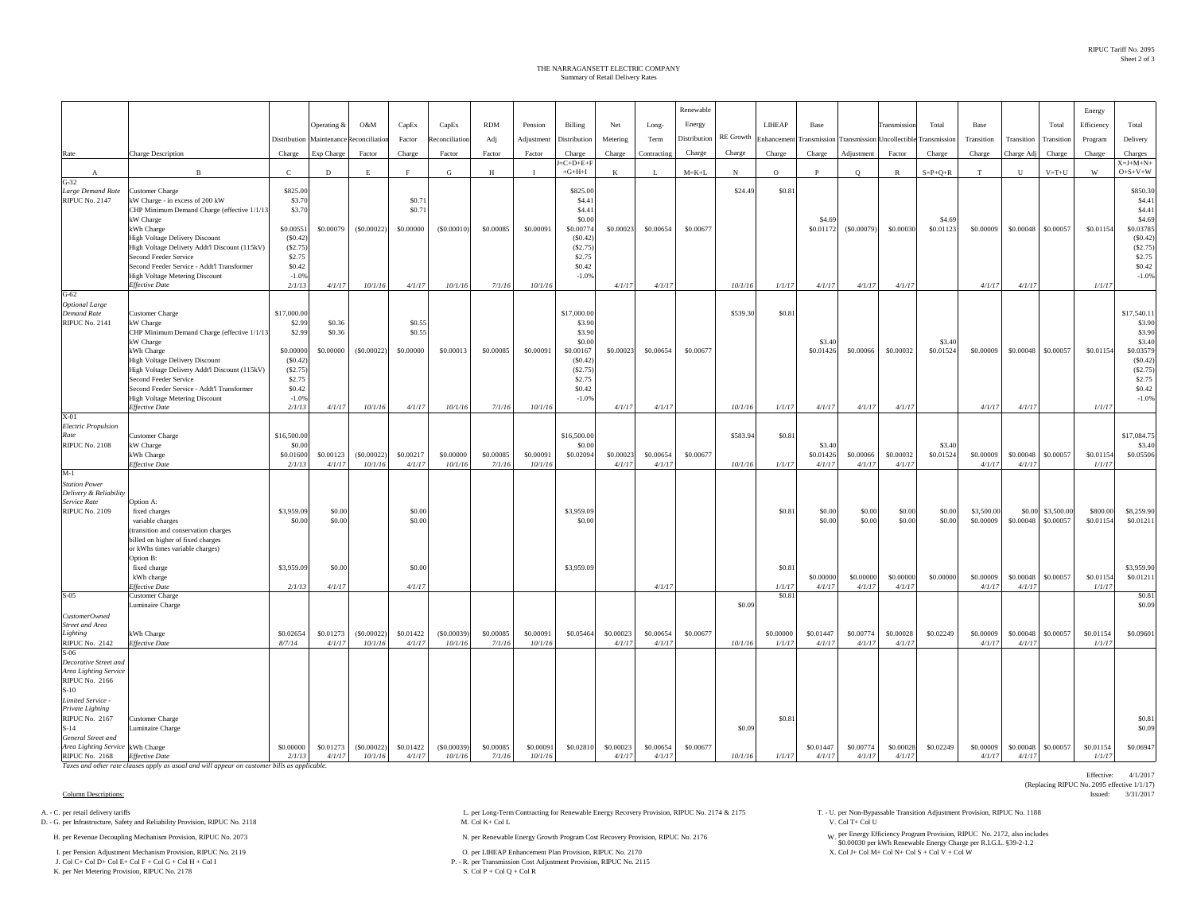THE NARRAGANSETT ELECTRIC COMPANY
Summary of Retail Delivery Rates

| Rate | Charge Description | Distribution Charge | Operating & Maintenance Exp Charge | O&M Reconciliation Factor | CapEx Factor Charge | CapEx Reconciliation Factor | RDM Adj Factor | Pension Adjustment Factor | Billing Distribution Charge | Net Metering Charge | Long-Term Contracting | Renewable Energy Distribution Charge | RE Growth Charge | LIHEAP Enhancement Charge | Base Transmission Charge | Transmission Adjustment | Transmission Uncollectible Factor | Total Transmission Charge | Base Transition Charge | Transition Charge Adj | Total Transition Charge | Energy Efficiency Program Charge | Total Delivery Charges |
|---|---|---|---|---|---|---|---|---|---|---|---|---|---|---|---|---|---|---|---|---|---|---|---|
| A | B | C | D | E | F | G | H | I | J=C+D+E+F+G+H+I | K | L | M=K+L | N | O | P | Q | R | S=P+Q+R | T | U | V=T+U | W | X=J+M+N+O+S+V+W |
| G-32 | | | | | | | | | | | | | | | | | | | | | | | |
| Large Demand Rate | Customer Charge | $825.00 | | | | | | | $825.00 | | | | $24.49 | $0.81 | | | | | | | | | $850.30 |
| RIPUC No. 2147 | kW Charge - in excess of 200 kW | $3.70 | | | $0.71 | | | | $4.41 | | | | | | | | | | | | | | $4.41 |
| | CHP Minimum Demand Charge (effective 1/1/13) | $3.70 | | | $0.71 | | | | $4.41 | | | | | | | | | | | | | | $4.41 |
| | kW Charge | | | | | | | | $0.00 | | | | | | $4.69 | | | $4.69 | | | | | $4.69 |
| | kWh Charge | $0.00551 | $0.00079 | ($0.00022) | $0.00000 | ($0.00010) | $0.00085 | $0.00091 | $0.00774 | $0.00023 | $0.00654 | $0.00677 | | | $0.01172 | ($0.00079) | $0.00030 | $0.01123 | $0.00009 | $0.00048 | $0.00057 | $0.01154 | $0.03785 |
| | High Voltage Delivery Discount | ($0.42) | | | | | | | ($0.42) | | | | | | | | | | | | | | ($0.42) |
| | High Voltage Delivery Addt'l Discount (115kV) | ($2.75) | | | | | | | ($2.75) | | | | | | | | | | | | | | ($2.75) |
| | Second Feeder Service | $2.75 | | | | | | | $2.75 | | | | | | | | | | | | | | $2.75 |
| | Second Feeder Service - Addt'l Transformer | $0.42 | | | | | | | $0.42 | | | | | | | | | | | | | | $0.42 |
| | High Voltage Metering Discount | -1.0% | | | | | | | -1.0% | | | | | | | | | | | | | | -1.0% |
| | *Effective Date* | *2/1/13* | *4/1/17* | *10/1/16* | *4/1/17* | *10/1/16* | *7/1/16* | *10/1/16* | | *4/1/17* | *4/1/17* | | *10/1/16* | *1/1/17* | *4/1/17* | *4/1/17* | *4/1/17* | | *4/1/17* | *4/1/17* | | *1/1/17* | |
| G-62 | | | | | | | | | | | | | | | | | | | | | | | |
| Optional Large Demand Rate | Customer Charge | $17,000.00 | | | | | | | $17,000.00 | | | | $539.30 | $0.81 | | | | | | | | | $17,540.11 |
| RIPUC No. 2141 | kW Charge | $2.99 | $0.36 | | $0.55 | | | | $3.90 | | | | | | | | | | | | | | $3.90 |
| | CHP Minimum Demand Charge (effective 1/1/13) | $2.99 | $0.36 | | $0.55 | | | | $3.90 | | | | | | | | | | | | | | $3.90 |
| | kW Charge | | | | | | | | $0.00 | | | | | | $3.40 | | | $3.40 | | | | | $3.40 |
| | kWh Charge | $0.00000 | $0.00000 | ($0.00022) | $0.00000 | $0.00013 | $0.00085 | $0.00091 | $0.00167 | $0.00023 | $0.00654 | $0.00677 | | | $0.01426 | $0.00066 | $0.00032 | $0.01524 | $0.00009 | $0.00048 | $0.00057 | $0.01154 | $0.03579 |
| | High Voltage Delivery Discount | ($0.42) | | | | | | | ($0.42) | | | | | | | | | | | | | | ($0.42) |
| | High Voltage Delivery Addt'l Discount (115kV) | ($2.75) | | | | | | | ($2.75) | | | | | | | | | | | | | | ($2.75) |
| | Second Feeder Service | $2.75 | | | | | | | $2.75 | | | | | | | | | | | | | | $2.75 |
| | Second Feeder Service - Addt'l Transformer | $0.42 | | | | | | | $0.42 | | | | | | | | | | | | | | $0.42 |
| | High Voltage Metering Discount | -1.0% | | | | | | | -1.0% | | | | | | | | | | | | | | -1.0% |
| | *Effective Date* | *2/1/13* | *4/1/17* | *10/1/16* | *4/1/17* | *10/1/16* | *7/1/16* | *10/1/16* | | *4/1/17* | *4/1/17* | | *10/1/16* | *1/1/17* | *4/1/17* | *4/1/17* | *4/1/17* | | *4/1/17* | *4/1/17* | | *1/1/17* | |
| X-01 | | | | | | | | | | | | | | | | | | | | | | | |
| Electric Propulsion Rate | Customer Charge | $16,500.00 | | | | | | | $16,500.00 | | | | $583.94 | $0.81 | | | | | | | | | $17,084.75 |
| RIPUC No. 2108 | kW Charge | $0.00 | | | | | | | $0.00 | | | | | | $3.40 | | | $3.40 | | | | | $3.40 |
| | kWh Charge | $0.01600 | $0.00123 | ($0.00022) | $0.00217 | $0.00000 | $0.00085 | $0.00091 | $0.02094 | $0.00023 | $0.00654 | $0.00677 | | | $0.01426 | $0.00066 | $0.00032 | $0.01524 | $0.00009 | $0.00048 | $0.00057 | $0.01154 | $0.05506 |
| | *Effective Date* | *2/1/13* | *4/1/17* | *10/1/16* | *4/1/17* | *10/1/16* | *7/1/16* | *10/1/16* | | *4/1/17* | *4/1/17* | | *10/1/16* | *1/1/17* | *4/1/17* | *4/1/17* | *4/1/17* | | *4/1/17* | *4/1/17* | | *1/1/17* | |
| M-1 | | | | | | | | | | | | | | | | | | | | | | | |
| Station Power Delivery & Reliability Service Rate | Option A: | | | | | | | | | | | | | | | | | | | | | | |
| RIPUC No. 2109 | fixed charges | $3,959.09 | $0.00 | | $0.00 | | | | $3,959.09 | | | | | $0.81 | $0.00 | $0.00 | $0.00 | $0.00 | $3,500.00 | $0.00 | $3,500.00 | $800.00 | $8,259.90 |
| | variable charges | $0.00 | $0.00 | | $0.00 | | | | $0.00 | | | | | | $0.00 | $0.00 | $0.00 | $0.00 | $0.00009 | $0.00048 | $0.00057 | $0.01154 | $0.01211 |
| | (transition and conservation charges billed on higher of fixed charges or kWhs times variable charges) | | | | | | | | | | | | | | | | | | | | | | |
| | Option B: | | | | | | | | | | | | | | | | | | | | | | |
| | fixed charge | $3,959.09 | $0.00 | | $0.00 | | | | $3,959.09 | | | | | $0.81 | | | | | | | | | $3,959.90 |
| | kWh charge | | | | | | | | | | | | | | $0.00000 | $0.00000 | $0.00000 | $0.00000 | $0.00009 | $0.00048 | $0.00057 | $0.01154 | $0.01211 |
| | *Effective Date* | *2/1/13* | *4/1/17* | | *4/1/17* | | | | | | *4/1/17* | | | *1/1/17* | *4/1/17* | *4/1/17* | *4/1/17* | | *4/1/17* | *4/1/17* | | *1/1/17* | |
| S-05 | Customer Charge | | | | | | | | | | | | | $0.81 | | | | | | | | | $0.81 |
| | Luminaire Charge | | | | | | | | | | | | $0.09 | | | | | | | | | | $0.09 |
| CustomerOwned Street and Area Lighting | kWh Charge | $0.02654 | $0.01273 | ($0.00022) | $0.01422 | ($0.00039) | $0.00085 | $0.00091 | $0.05464 | $0.00023 | $0.00654 | $0.00677 | | $0.00000 | $0.01447 | $0.00774 | $0.00028 | $0.02249 | $0.00009 | $0.00048 | $0.00057 | $0.01154 | $0.09601 |
| RIPUC No. 2142 | *Effective Date* | *8/7/14* | *4/1/17* | *10/1/16* | *4/1/17* | *10/1/16* | *7/1/16* | *10/1/16* | | *4/1/17* | *4/1/17* | | *10/1/16* | *1/1/17* | *4/1/17* | *4/1/17* | *4/1/17* | | *4/1/17* | *4/1/17* | | *1/1/17* | |
| S-06 Decorative Street and Area Lighting Service RIPUC No. 2166 | | | | | | | | | | | | | | | | | | | | | | | |
| S-10 Limited Service - Private Lighting RIPUC No. 2167 | Customer Charge | | | | | | | | | | | | | $0.81 | | | | | | | | | $0.81 |
| S-14 | Luminaire Charge | | | | | | | | | | | | $0.09 | | | | | | | | | | $0.09 |
| General Street and Area Lighting Service | kWh Charge | $0.00000 | $0.01273 | ($0.00022) | $0.01422 | ($0.00039) | $0.00085 | $0.00091 | $0.02810 | $0.00023 | $0.00654 | $0.00677 | | | $0.01447 | $0.00774 | $0.00028 | $0.02249 | $0.00009 | $0.00048 | $0.00057 | $0.01154 | $0.06947 |
| RIPUC No. 2168 | *Effective Date* | *2/1/13* | *4/1/17* | *10/1/16* | *4/1/17* | *10/1/16* | *7/1/16* | *10/1/16* | | *4/1/17* | *4/1/17* | | *10/1/16* | *1/1/17* | *4/1/17* | *4/1/17* | *4/1/17* | | *4/1/17* | *4/1/17* | | *1/1/17* | |

*Taxes and other rate clauses apply as usual and will appear on customer bills as applicable.*

Effective: 4/1/2017
(Replacing RIPUC No. 2095 effective 1/1/17)
Issued: 3/31/2017

Column Descriptions:

A. - C. per retail delivery tariffs
D. - G. per Infrastructure, Safety and Reliability Provision, RIPUC No. 2118
H. per Revenue Decoupling Mechanism Provision, RIPUC No. 2073
I. per Pension Adjustment Mechanism Provision, RIPUC No. 2119
J. Col C+ Col D+ Col E+ Col F + Col G + Col H + Col I
K. per Net Metering Provision, RIPUC No. 2178
L. per Long-Term Contracting for Renewable Energy Recovery Provision, RIPUC No. 2174 & 2175
M. Col K+ Col L
N. per Renewable Energy Growth Program Cost Recovery Provision, RIPUC No. 2176
O. per LIHEAP Enhancement Plan Provision, RIPUC No. 2170
P. - R. per Transmission Cost Adjustment Provision, RIPUC No. 2115
S. Col P + Col Q + Col R
T. - U. per Non-Bypassable Transition Adjustment Provision, RIPUC No. 1188
V. Col T+ Col U
W. per Energy Efficiency Program Provision, RIPUC No. 2172, also includes $0.00030 per kWh Renewable Energy Charge per R.I.G.L. §39-2-1.2
X. Col J+ Col M+ Col N+ Col S + Col V + Col W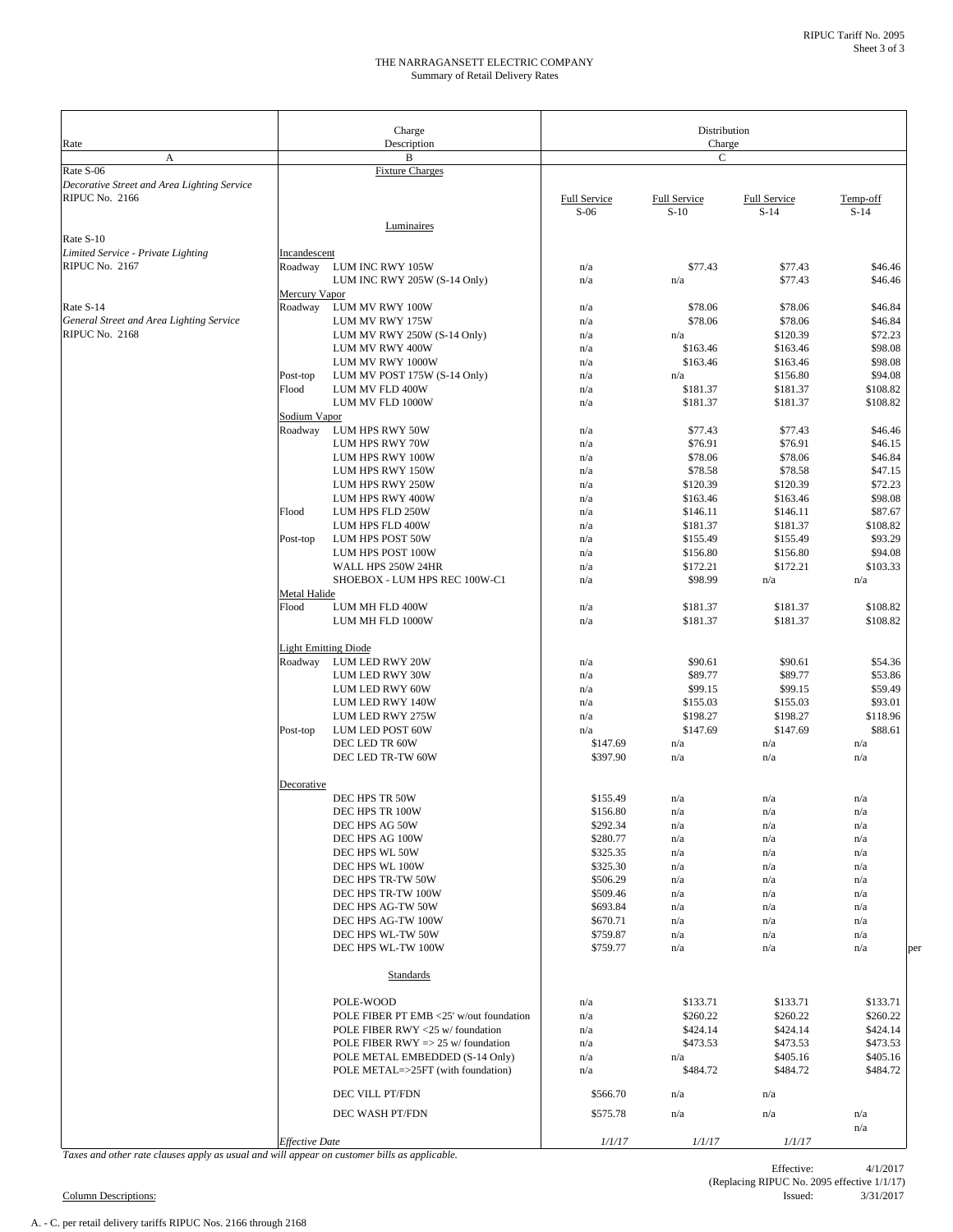RIPUC Tariff No. 2095
Sheet 3 of 3

THE NARRAGANSETT ELECTRIC COMPANY
Summary of Retail Delivery Rates

| Rate | Charge Description | | Distribution Charge | | | |
|---|---|---|---|---|---|---|
| A | B | | C | | | |
| Rate S-06 | Fixture Charges | | | | | |
| *Decorative Street and Area Lighting Service* | | | | | | |
| RIPUC No. 2166 | | | Full Service S-06 | Full Service S-10 | Full Service S-14 | Temp-off S-14 |
| | Luminaires | | | | | |
| Rate S-10 | | | | | | |
| *Limited Service - Private Lighting* | Incandescent | | | | | |
| RIPUC No. 2167 | Roadway | LUM INC RWY 105W | n/a | $77.43 | $77.43 | $46.46 |
| | | LUM INC RWY 205W (S-14 Only) | n/a | n/a | $77.43 | $46.46 |
| | Mercury Vapor | | | | | |
| Rate S-14 | Roadway | LUM MV RWY 100W | n/a | $78.06 | $78.06 | $46.84 |
| *General Street and Area Lighting Service* | | LUM MV RWY 175W | n/a | $78.06 | $78.06 | $46.84 |
| RIPUC No. 2168 | | LUM MV RWY 250W (S-14 Only) | n/a | n/a | $120.39 | $72.23 |
| | | LUM MV RWY 400W | n/a | $163.46 | $163.46 | $98.08 |
| | | LUM MV RWY 1000W | n/a | $163.46 | $163.46 | $98.08 |
| | Post-top | LUM MV POST 175W (S-14 Only) | n/a | n/a | $156.80 | $94.08 |
| | Flood | LUM MV FLD 400W | n/a | $181.37 | $181.37 | $108.82 |
| | | LUM MV FLD 1000W | n/a | $181.37 | $181.37 | $108.82 |
| | Sodium Vapor | | | | | |
| | Roadway | LUM HPS RWY 50W | n/a | $77.43 | $77.43 | $46.46 |
| | | LUM HPS RWY 70W | n/a | $76.91 | $76.91 | $46.15 |
| | | LUM HPS RWY 100W | n/a | $78.06 | $78.06 | $46.84 |
| | | LUM HPS RWY 150W | n/a | $78.58 | $78.58 | $47.15 |
| | | LUM HPS RWY 250W | n/a | $120.39 | $120.39 | $72.23 |
| | | LUM HPS RWY 400W | n/a | $163.46 | $163.46 | $98.08 |
| | Flood | LUM HPS FLD 250W | n/a | $146.11 | $146.11 | $87.67 |
| | | LUM HPS FLD 400W | n/a | $181.37 | $181.37 | $108.82 |
| | Post-top | LUM HPS POST 50W | n/a | $155.49 | $155.49 | $93.29 |
| | | LUM HPS POST 100W | n/a | $156.80 | $156.80 | $94.08 |
| | | WALL HPS 250W 24HR | n/a | $172.21 | $172.21 | $103.33 |
| | | SHOEBOX - LUM HPS REC 100W-C1 | n/a | $98.99 | n/a | n/a |
| | Metal Halide | | | | | |
| | Flood | LUM MH FLD 400W | n/a | $181.37 | $181.37 | $108.82 |
| | | LUM MH FLD 1000W | n/a | $181.37 | $181.37 | $108.82 |
| | Light Emitting Diode | | | | | |
| | Roadway | LUM LED RWY 20W | n/a | $90.61 | $90.61 | $54.36 |
| | | LUM LED RWY 30W | n/a | $89.77 | $89.77 | $53.86 |
| | | LUM LED RWY 60W | n/a | $99.15 | $99.15 | $59.49 |
| | | LUM LED RWY 140W | n/a | $155.03 | $155.03 | $93.01 |
| | | LUM LED RWY 275W | n/a | $198.27 | $198.27 | $118.96 |
| | Post-top | LUM LED POST 60W | n/a | $147.69 | $147.69 | $88.61 |
| | | DEC LED TR 60W | $147.69 | n/a | n/a | n/a |
| | | DEC LED TR-TW 60W | $397.90 | n/a | n/a | n/a |
| | Decorative | | | | | |
| | | DEC HPS TR 50W | $155.49 | n/a | n/a | n/a |
| | | DEC HPS TR 100W | $156.80 | n/a | n/a | n/a |
| | | DEC HPS AG 50W | $292.34 | n/a | n/a | n/a |
| | | DEC HPS AG 100W | $280.77 | n/a | n/a | n/a |
| | | DEC HPS WL 50W | $325.35 | n/a | n/a | n/a |
| | | DEC HPS WL 100W | $325.30 | n/a | n/a | n/a |
| | | DEC HPS TR-TW 50W | $506.29 | n/a | n/a | n/a |
| | | DEC HPS TR-TW 100W | $509.46 | n/a | n/a | n/a |
| | | DEC HPS AG-TW 50W | $693.84 | n/a | n/a | n/a |
| | | DEC HPS AG-TW 100W | $670.71 | n/a | n/a | n/a |
| | | DEC HPS WL-TW 50W | $759.87 | n/a | n/a | n/a |
| | | DEC HPS WL-TW 100W | $759.77 | n/a | n/a | n/a |
| | Standards | | | | | |
| | | POLE-WOOD | n/a | $133.71 | $133.71 | $133.71 |
| | | POLE FIBER PT EMB <25' w/out foundation | n/a | $260.22 | $260.22 | $260.22 |
| | | POLE FIBER RWY <25 w/ foundation | n/a | $424.14 | $424.14 | $424.14 |
| | | POLE FIBER RWY => 25 w/ foundation | n/a | $473.53 | $473.53 | $473.53 |
| | | POLE METAL EMBEDDED (S-14 Only) | n/a | n/a | $405.16 | $405.16 |
| | | POLE METAL=>25FT (with foundation) | n/a | $484.72 | $484.72 | $484.72 |
| | | DEC VILL PT/FDN | $566.70 | n/a | n/a | |
| | | DEC WASH PT/FDN | $575.78 | n/a | n/a | n/a |
| | | | | | | n/a |
| | *Effective Date* | | *1/1/17* | *1/1/17* | *1/1/17* | |

per

*Taxes and other rate clauses apply as usual and will appear on customer bills as applicable.*

Effective: 4/1/2017
(Replacing RIPUC No. 2095 effective 1/1/17)
Issued: 3/31/2017

Column Descriptions:

A. - C. per retail delivery tariffs RIPUC Nos. 2166 through 2168